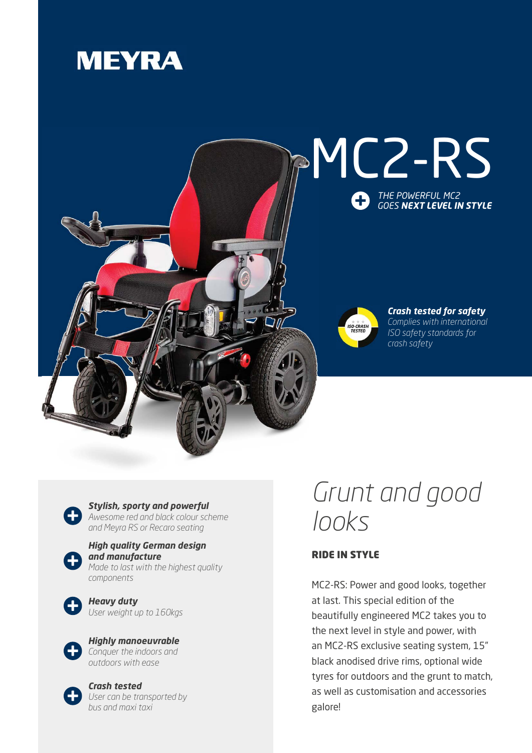# MEYRA

# MC2-RS

*THE POWERFUL MC2 GOES* ***NEXT LEVEL IN STYLE***

ISO-CRASH TESTED

***Crash tested for safety***
*Complies with international ISO safety standards for crash safety*

***Stylish, sporty and powerful***
*Awesome red and black colour scheme and Meyra RS or Recaro seating*

***High quality German design and manufacture***
*Made to last with the highest quality components*

***Heavy duty***
*User weight up to 160kgs*

***Highly manoeuvrable***
*Conquer the indoors and outdoors with ease*

***Crash tested***
*User can be transported by bus and maxi taxi*

## *Grunt and good looks*

### RIDE IN STYLE

MC2-RS: Power and good looks, together at last. This special edition of the beautifully engineered MC2 takes you to the next level in style and power, with an MC2-RS exclusive seating system, 15" black anodised drive rims, optional wide tyres for outdoors and the grunt to match, as well as customisation and accessories galore!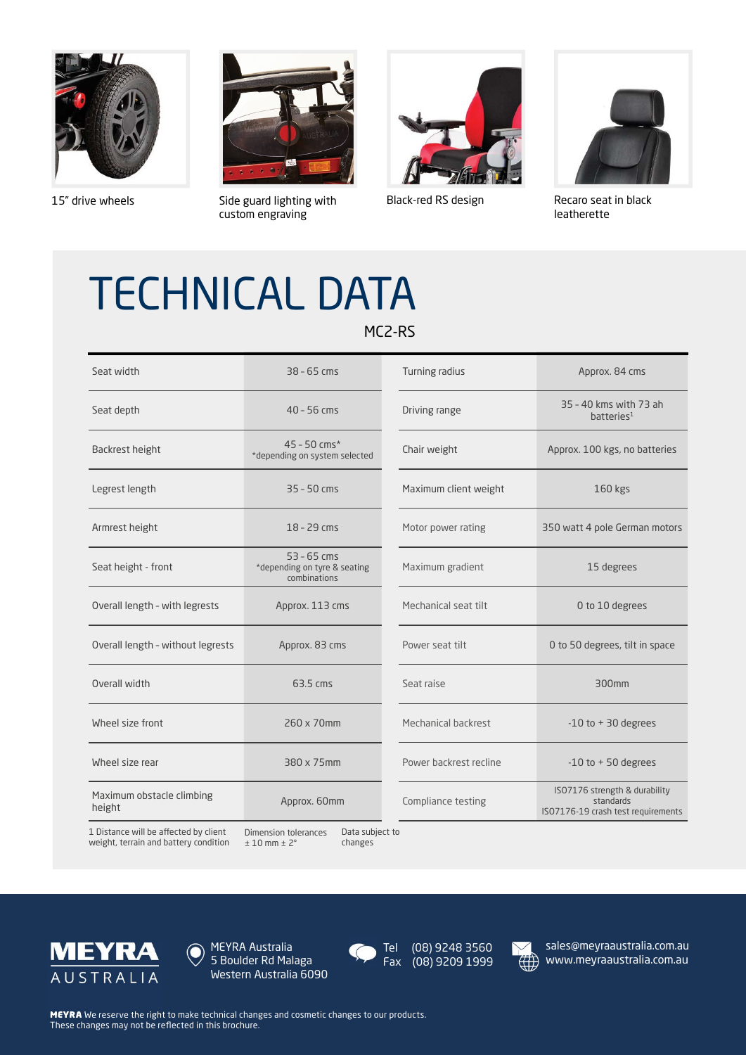15" drive wheels

Side guard lighting with custom engraving

Black-red RS design

Recaro seat in black leatherette

# TECHNICAL DATA

## MC2-RS

| | | | |
|---|---|---|---|
| Seat width | 38 - 65 cms | Turning radius | Approx. 84 cms |
| Seat depth | 40 - 56 cms | Driving range | 35 - 40 kms with 73 ah batteries[1] |
| Backrest height | 45 - 50 cms* *depending on system selected | Chair weight | Approx. 100 kgs, no batteries |
| Legrest length | 35 - 50 cms | Maximum client weight | 160 kgs |
| Armrest height | 18 - 29 cms | Motor power rating | 350 watt 4 pole German motors |
| Seat height - front | 53 - 65 cms *depending on tyre & seating combinations | Maximum gradient | 15 degrees |
| Overall length - with legrests | Approx. 113 cms | Mechanical seat tilt | 0 to 10 degrees |
| Overall length - without legrests | Approx. 83 cms | Power seat tilt | 0 to 50 degrees, tilt in space |
| Overall width | 63.5 cms | Seat raise | 300mm |
| Wheel size front | 260 x 70mm | Mechanical backrest | -10 to + 30 degrees |
| Wheel size rear | 380 x 75mm | Power backrest recline | -10 to + 50 degrees |
| Maximum obstacle climbing height | Approx. 60mm | Compliance testing | ISO7176 strength & durability standards ISO7176-19 crash test requirements |

1 Distance will be affected by client weight, terrain and battery condition

Dimension tolerances ± 10 mm ± 2°

Data subject to changes

MEYRA AUSTRALIA

MEYRA Australia
5 Boulder Rd Malaga
Western Australia 6090

Tel (08) 9248 3560
Fax (08) 9209 1999

sales@meyraaustralia.com.au
www.meyraaustralia.com.au

**MEYRA** We reserve the right to make technical changes and cosmetic changes to our products. These changes may not be reflected in this brochure.